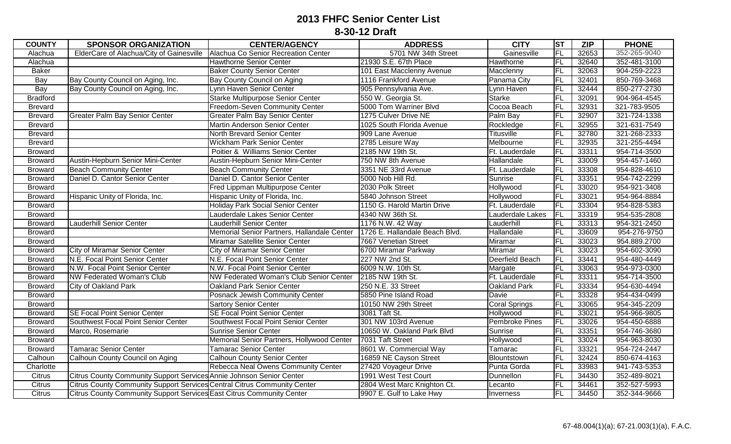# 2013 FHFC Senior Center List

## 8-30-12 Draft

| COUNTY | SPONSOR ORGANIZATION | CENTER/AGENCY | ADDRESS | CITY | ST | ZIP | PHONE |
|---|---|---|---|---|---|---|---|
| Alachua | ElderCare of Alachua/City of Gainesville | Alachua Co Senior Recreation Center | 5701 NW 34th Street | Gainesville | FL | 32653 | 352-265-9040 |
| Alachua | | Hawthorne Senior Center | 21930 S.E. 67th Place | Hawthorne | FL | 32640 | 352-481-3100 |
| Baker | | Baker County Senior Center | 101 East Macclenny Avenue | Macclenny | FL | 32063 | 904-259-2223 |
| Bay | Bay County Council on Aging, Inc. | Bay County Council on Aging | 1116 Frankford Avenue | Panama City | FL | 32401 | 850-769-3468 |
| Bay | Bay County Council on Aging, Inc. | Lynn Haven Senior Center | 905 Pennsylvania Ave. | Lynn Haven | FL | 32444 | 850-277-2730 |
| Bradford | | Starke Multipurpose Senior Center | 550 W. Georgia St. | Starke | FL | 32091 | 904-964-4545 |
| Brevard | | Freedom-Seven Community Center | 5000 Tom Warriner Blvd | Cocoa Beach | FL | 32931 | 321-783-9505 |
| Brevard | Greater Palm Bay Senior Center | Greater Palm Bay Senior Center | 1275 Culver Drive NE | Palm Bay | FL | 32907 | 321-724-1338 |
| Brevard | | Martin Anderson Senior Center | 1025 South Florida Avenue | Rockledge | FL | 32955 | 321-631-7549 |
| Brevard | | North Brevard Senior Center | 909 Lane Avenue | Titusville | FL | 32780 | 321-268-2333 |
| Brevard | | Wickham Park Senior Center | 2785 Leisure Way | Melbourne | FL | 32935 | 321-255-4494 |
| Broward | | Poitier & Williams Senior Center | 2185 NW 19th St. | Ft. Lauderdale | FL | 33311 | 954-714-3500 |
| Broward | Austin-Hepburn Senior Mini-Center | Austin-Hepburn Senior Mini-Center | 750 NW 8th Avenue | Hallandale | FL | 33009 | 954-457-1460 |
| Broward | Beach Community Center | Beach Community Center | 3351 NE 33rd Avenue | Ft. Lauderdale | FL | 33308 | 954-828-4610 |
| Broward | Daniel D. Cantor Senior Center | Daniel D. Cantor Senior Center | 5000 Nob Hill Rd. | Sunrise | FL | 33351 | 954-742-2299 |
| Broward | | Fred Lippman Multipurpose Center | 2030 Polk Street | Hollywood | FL | 33020 | 954-921-3408 |
| Broward | Hispanic Unity of Florida, Inc. | Hispanic Unity of Florida, Inc. | 5840 Johnson Street | Hollywood | FL | 33021 | 954-964-8884 |
| Broward | | Holiday Park Social Senior Center | 1150 G. Harold Martin Drive | Ft. Lauderdale | FL | 33304 | 954-828-5383 |
| Broward | | Lauderdale Lakes Senior Center | 4340 NW 36th St. | Lauderdale Lakes | FL | 33319 | 954-535-2808 |
| Broward | Lauderhill Senior Center | Lauderhill Senior Center | 1176 N.W. 42 Way | Lauderhill | FL | 33313 | 954-321-2450 |
| Broward | | Memorial Senior Partners, Hallandale Center | 1726 E. Hallandale Beach Blvd. | Hallandale | FL | 33609 | 954-276-9750 |
| Broward | | Miramar Satellite Senior Center | 7667 Venetian Street | Miramar | FL | 33023 | 954.889.2700 |
| Broward | City of Miramar Senior Center | City of Miramar Senior Center | 6700 Miramar Parkway | Miramar | FL | 33023 | 954-602-3090 |
| Broward | N.E. Focal Point Senior Center | N.E. Focal Point Senior Center | 227 NW 2nd St. | Deerfield Beach | FL | 33441 | 954-480-4449 |
| Broward | N.W. Focal Point Senior Center | N.W. Focal Point Senior Center | 6009 N.W. 10th St. | Margate | FL | 33063 | 954-973-0300 |
| Broward | NW Federated Woman's Club | NW Federated Woman's Club Senior Center | 2185 NW 19th St. | Ft. Lauderdale | FL | 33311 | 954-714-3500 |
| Broward | City of Oakland Park | Oakland Park Senior Center | 250 N.E. 33 Street | Oakland Park | FL | 33334 | 954-630-4494 |
| Broward | | Posnack Jewish Community Center | 5850 Pine Island Road | Davie | FL | 33328 | 954-434-0499 |
| Broward | | Sartory Senior Center | 10150 NW 29th Street | Coral Springs | FL | 33065 | 954-345-2209 |
| Broward | SE Focal Point Senior Center | SE Focal Point Senior Center | 3081 Taft St. | Hollywood | FL | 33021 | 954-966-9805 |
| Broward | Southwest Focal Point Senior Center | Southwest Focal Point Senior Center | 301 NW 103rd Avenue | Pembroke Pines | FL | 33026 | 954-450-6888 |
| Broward | Marco, Rosemarie | Sunrise Senior Center | 10650 W. Oakland Park Blvd | Sunrise | FL | 33351 | 954-746-3680 |
| Broward | | Memorial Senior Partners, Hollywood Center | 7031 Taft Street | Hollywood | FL | 33024 | 954-963-8030 |
| Broward | Tamarac Senior Center | Tamarac Senior Center | 8601 W. Commercial Way | Tamarac | FL | 33321 | 954-724-2447 |
| Calhoun | Calhoun County Council on Aging | Calhoun County Senior Center | 16859 NE Cayson Street | Blountstown | FL | 32424 | 850-674-4163 |
| Charlotte | | Rebecca Neal Owens Community Center | 27420 Voyageur Drive | Punta Gorda | FL | 33983 | 941-743-5353 |
| Citrus | Citrus County Community Support Services | Annie Johnson Senior Center | 1991 West Test Court | Dunnellon | FL | 34430 | 352-489-8021 |
| Citrus | Citrus County Community Support Services | Central Citrus Community Center | 2804 West Marc Knighton Ct. | Lecanto | FL | 34461 | 352-527-5993 |
| Citrus | Citrus County Community Support Services | East Citrus Community Center | 9907 E. Gulf to Lake Hwy | Inverness | FL | 34450 | 352-344-9666 |

67-48.004(1)(a); 67-21.003(1)(a), F.A.C.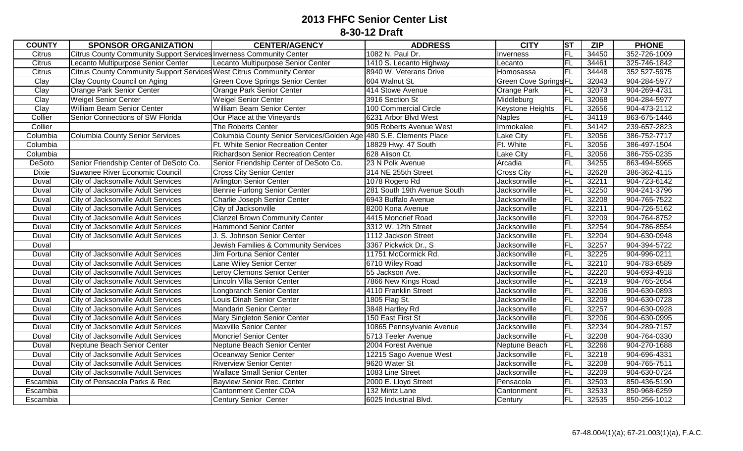# 2013 FHFC Senior Center List

## 8-30-12 Draft

| COUNTY | SPONSOR ORGANIZATION | CENTER/AGENCY | ADDRESS | CITY | ST | ZIP | PHONE |
|---|---|---|---|---|---|---|---|
| Citrus | Citrus County Community Support Services | Inverness Community Center | 1082 N. Paul Dr. | Inverness | FL | 34450 | 352-726-1009 |
| Citrus | Lecanto Multipurpose Senior Center | Lecanto Multipurpose Senior Center | 1410 S. Lecanto Highway | Lecanto | FL | 34461 | 325-746-1842 |
| Citrus | Citrus County Community Support Services | West Citrus Community Center | 8940 W. Veterans Drive | Homosassa | FL | 34448 | 352 527-5975 |
| Clay | Clay County Council on Aging | Green Cove Springs Senior Center | 604 Walnut St. | Green Cove Springs | FL | 32043 | 904-284-5977 |
| Clay | Orange Park Senior Center | Orange Park Senior Center | 414 Stowe Avenue | Orange Park | FL | 32073 | 904-269-4731 |
| Clay | Weigel Senior Center | Weigel Senior Center | 3916 Section St | Middleburg | FL | 32068 | 904-284-5977 |
| Clay | William Beam Senior Center | William Beam Senior Center | 100 Commercial Circle | Keystone Heights | FL | 32656 | 904-473-2112 |
| Collier | Senior Connections of SW Florida | Our Place at the Vineyards | 6231 Arbor Blvd West | Naples | FL | 34119 | 863-675-1446 |
| Collier | | The Roberts Center | 905 Roberts Avenue West | Immokalee | FL | 34142 | 239-657-2823 |
| Columbia | Columbia County Senior Services | Columbia County Senior Services/Golden Age | 480 S.E. Clements Place | Lake City | FL | 32056 | 386-752-7717 |
| Columbia | | Ft. White Senior Recreation Center | 18829 Hwy. 47 South | Ft. White | FL | 32056 | 386-497-1504 |
| Columbia | | Richardson Senior Recreation Center | 628 Alison Ct. | Lake City | FL | 32056 | 386-755-0235 |
| DeSoto | Senior Friendship Center of DeSoto Co. | Senior Friendship Center of DeSoto Co. | 23 N Polk Avenue | Arcadia | FL | 34255 | 863-494-5965 |
| Dixie | Suwanee River Economic Council | Cross City Senior Center | 314 NE 255th Street | Cross City | FL | 32628 | 386-362-4115 |
| Duval | City of Jacksonville Adult Services | Arlington Senior Center | 1078 Rogero Rd | Jacksonville | FL | 32211 | 904-723-6142 |
| Duval | City of Jacksonville Adult Services | Bennie Furlong Senior Center | 281 South 19th Avenue South | Jacksonville | FL | 32250 | 904-241-3796 |
| Duval | City of Jacksonville Adult Services | Charlie Joseph Senior Center | 6943 Buffalo Avenue | Jacksonville | FL | 32208 | 904-765-7522 |
| Duval | City of Jacksonville Adult Services | City of Jacksonville | 8200 Kona Avenue | Jacksonville | FL | 32211 | 904-726-5162 |
| Duval | City of Jacksonville Adult Services | Clanzel Brown Community Center | 4415 Moncrief Road | Jacksonville | FL | 32209 | 904-764-8752 |
| Duval | City of Jacksonville Adult Services | Hammond Senior Center | 3312 W. 12th Street | Jacksonville | FL | 32254 | 904-786-8554 |
| Duval | City of Jacksonville Adult Services | J. S. Johnson Senior Center | 1112 Jackson Street | Jacksonville | FL | 32204 | 904-630-0948 |
| Duval | | Jewish Families & Community Services | 3367 Pickwick Dr., S | Jacksonville | FL | 32257 | 904-394-5722 |
| Duval | City of Jacksonville Adult Services | Jim Fortuna Senior Center | 11751 McCormick Rd. | Jacksonville | FL | 32225 | 904-996-0211 |
| Duval | City of Jacksonville Adult Services | Lane Wiley Senior Center | 6710 Wiley Road | Jacksonville | FL | 32210 | 904-783-6589 |
| Duval | City of Jacksonville Adult Services | Leroy Clemons Senior Center | 55 Jackson Ave. | Jacksonville | FL | 32220 | 904-693-4918 |
| Duval | City of Jacksonville Adult Services | Lincoln Villa Senior Center | 7866 New Kings Road | Jacksonville | FL | 32219 | 904-765-2654 |
| Duval | City of Jacksonville Adult Services | Longbranch Senior Center | 4110 Franklin Street | Jacksonville | FL | 32206 | 904-630-0893 |
| Duval | City of Jacksonville Adult Services | Louis Dinah Senior Center | 1805 Flag St. | Jacksonville | FL | 32209 | 904-630-0728 |
| Duval | City of Jacksonville Adult Services | Mandarin Senior Center | 3848 Hartley Rd | Jacksonville | FL | 32257 | 904-630-0928 |
| Duval | City of Jacksonville Adult Services | Mary Singleton Senior Center | 150 East First St | Jacksonville | FL | 32206 | 904-630-0995 |
| Duval | City of Jacksonville Adult Services | Maxville Senior Center | 10865 Pennsylvanie Avenue | Jacksonville | FL | 32234 | 904-289-7157 |
| Duval | City of Jacksonville Adult Services | Moncrief Senior Center | 5713 Teeler Avenue | Jacksonville | FL | 32208 | 904-764-0330 |
| Duval | Neptune Beach Senior Center | Neptune Beach Senior Center | 2004 Forest Avenue | Neptune Beach | FL | 32266 | 904-270-1688 |
| Duval | City of Jacksonville Adult Services | Oceanway Senior Center | 12215 Sago Avenue West | Jacksonville | FL | 32218 | 904-696-4331 |
| Duval | City of Jacksonville Adult Services | Riverview Senior Center | 9620 Water St | Jacksonville | FL | 32208 | 904-765-7511 |
| Duval | City of Jacksonville Adult Services | Wallace Small Senior Center | 1083 Line Street | Jacksonville | FL | 32209 | 904-630-0724 |
| Escambia | City of Pensacola Parks & Rec | Bayview Senior Rec. Center | 2000 E. Lloyd Street | Pensacola | FL | 32503 | 850-436-5190 |
| Escambia | | Cantonment Center COA | 132 Mintz Lane | Cantonment | FL | 32533 | 850-968-6259 |
| Escambia | | Century Senior Center | 6025 Industrial Blvd. | Century | FL | 32535 | 850-256-1012 |

67-48.004(1)(a); 67-21.003(1)(a), F.A.C.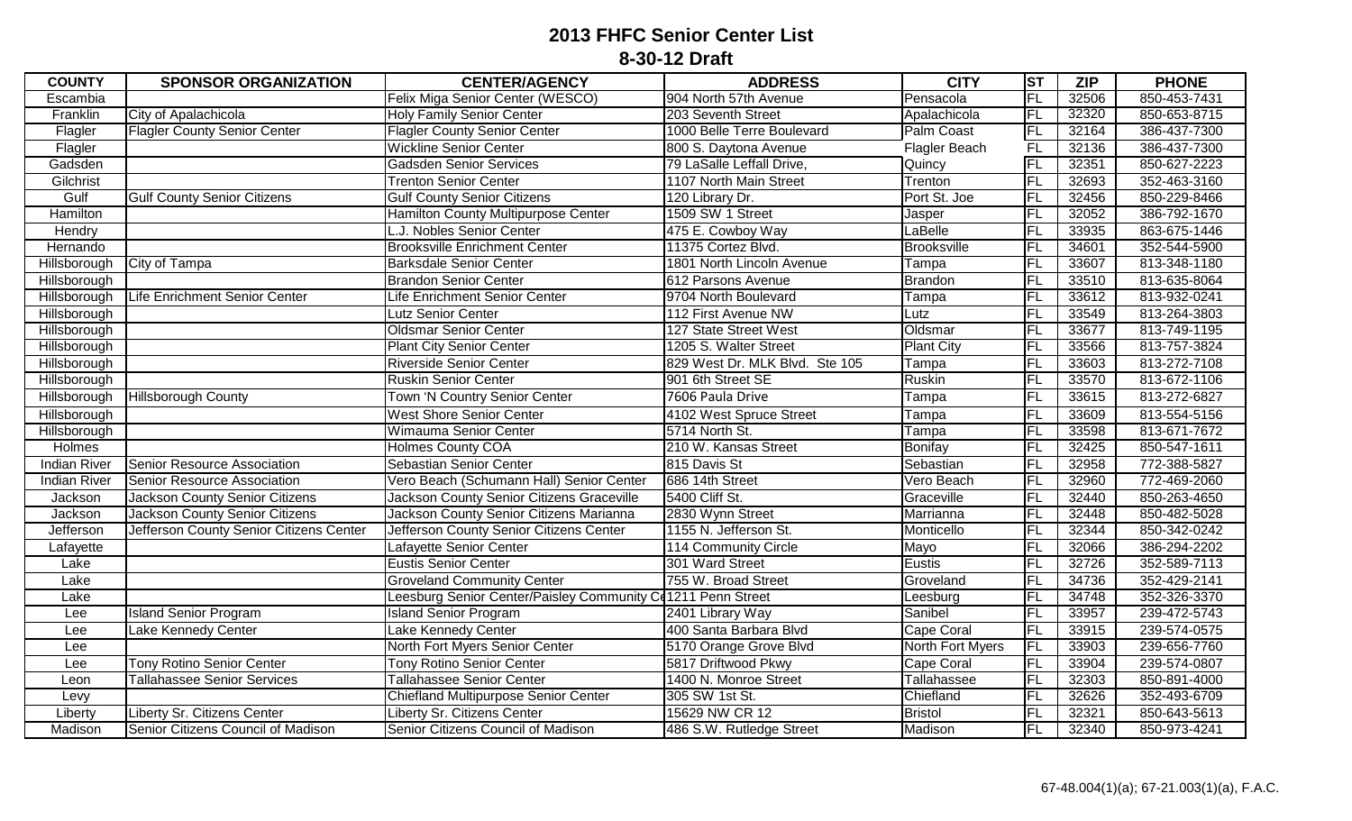## 2013 FHFC Senior Center List

### 8-30-12 Draft

| COUNTY | SPONSOR ORGANIZATION | CENTER/AGENCY | ADDRESS | CITY | ST | ZIP | PHONE |
|---|---|---|---|---|---|---|---|
| Escambia | | Felix Miga Senior Center (WESCO) | 904 North 57th Avenue | Pensacola | FL | 32506 | 850-453-7431 |
| Franklin | City of Apalachicola | Holy Family Senior Center | 203 Seventh Street | Apalachicola | FL | 32320 | 850-653-8715 |
| Flagler | Flagler County Senior Center | Flagler County Senior Center | 1000 Belle Terre Boulevard | Palm Coast | FL | 32164 | 386-437-7300 |
| Flagler | | Wickline Senior Center | 800 S. Daytona Avenue | Flagler Beach | FL | 32136 | 386-437-7300 |
| Gadsden | | Gadsden Senior Services | 79 LaSalle Leffall Drive, | Quincy | FL | 32351 | 850-627-2223 |
| Gilchrist | | Trenton Senior Center | 1107 North Main Street | Trenton | FL | 32693 | 352-463-3160 |
| Gulf | Gulf County Senior Citizens | Gulf County Senior Citizens | 120 Library Dr. | Port St. Joe | FL | 32456 | 850-229-8466 |
| Hamilton | | Hamilton County Multipurpose Center | 1509 SW 1 Street | Jasper | FL | 32052 | 386-792-1670 |
| Hendry | | L.J. Nobles Senior Center | 475 E. Cowboy Way | LaBelle | FL | 33935 | 863-675-1446 |
| Hernando | | Brooksville Enrichment Center | 11375 Cortez Blvd. | Brooksville | FL | 34601 | 352-544-5900 |
| Hillsborough | City of Tampa | Barksdale Senior Center | 1801 North Lincoln Avenue | Tampa | FL | 33607 | 813-348-1180 |
| Hillsborough | | Brandon Senior Center | 612 Parsons Avenue | Brandon | FL | 33510 | 813-635-8064 |
| Hillsborough | Life Enrichment Senior Center | Life Enrichment Senior Center | 9704 North Boulevard | Tampa | FL | 33612 | 813-932-0241 |
| Hillsborough | | Lutz Senior Center | 112 First Avenue NW | Lutz | FL | 33549 | 813-264-3803 |
| Hillsborough | | Oldsmar Senior Center | 127 State Street West | Oldsmar | FL | 33677 | 813-749-1195 |
| Hillsborough | | Plant City Senior Center | 1205 S. Walter Street | Plant City | FL | 33566 | 813-757-3824 |
| Hillsborough | | Riverside Senior Center | 829 West Dr. MLK Blvd. Ste 105 | Tampa | FL | 33603 | 813-272-7108 |
| Hillsborough | | Ruskin Senior Center | 901 6th Street SE | Ruskin | FL | 33570 | 813-672-1106 |
| Hillsborough | Hillsborough County | Town 'N Country Senior Center | 7606 Paula Drive | Tampa | FL | 33615 | 813-272-6827 |
| Hillsborough | | West Shore Senior Center | 4102 West Spruce Street | Tampa | FL | 33609 | 813-554-5156 |
| Hillsborough | | Wimauma Senior Center | 5714 North St. | Tampa | FL | 33598 | 813-671-7672 |
| Holmes | | Holmes County COA | 210 W. Kansas Street | Bonifay | FL | 32425 | 850-547-1611 |
| Indian River | Senior Resource Association | Sebastian Senior Center | 815 Davis St | Sebastian | FL | 32958 | 772-388-5827 |
| Indian River | Senior Resource Association | Vero Beach (Schumann Hall) Senior Center | 686 14th Street | Vero Beach | FL | 32960 | 772-469-2060 |
| Jackson | Jackson County Senior Citizens | Jackson County Senior Citizens Graceville | 5400 Cliff St. | Graceville | FL | 32440 | 850-263-4650 |
| Jackson | Jackson County Senior Citizens | Jackson County Senior Citizens Marianna | 2830 Wynn Street | Marrianna | FL | 32448 | 850-482-5028 |
| Jefferson | Jefferson County Senior Citizens Center | Jefferson County Senior Citizens Center | 1155 N. Jefferson St. | Monticello | FL | 32344 | 850-342-0242 |
| Lafayette | | Lafayette Senior Center | 114 Community Circle | Mayo | FL | 32066 | 386-294-2202 |
| Lake | | Eustis Senior Center | 301 Ward Street | Eustis | FL | 32726 | 352-589-7113 |
| Lake | | Groveland Community Center | 755 W. Broad Street | Groveland | FL | 34736 | 352-429-2141 |
| Lake | | Leesburg Senior Center/Paisley Community Ce | 1211 Penn Street | Leesburg | FL | 34748 | 352-326-3370 |
| Lee | Island Senior Program | Island Senior Program | 2401 Library Way | Sanibel | FL | 33957 | 239-472-5743 |
| Lee | Lake Kennedy Center | Lake Kennedy Center | 400 Santa Barbara Blvd | Cape Coral | FL | 33915 | 239-574-0575 |
| Lee | | North Fort Myers Senior Center | 5170 Orange Grove Blvd | North Fort Myers | FL | 33903 | 239-656-7760 |
| Lee | Tony Rotino Senior Center | Tony Rotino Senior Center | 5817 Driftwood Pkwy | Cape Coral | FL | 33904 | 239-574-0807 |
| Leon | Tallahassee Senior Services | Tallahassee Senior Center | 1400 N. Monroe Street | Tallahassee | FL | 32303 | 850-891-4000 |
| Levy | | Chiefland Multipurpose Senior Center | 305 SW 1st St. | Chiefland | FL | 32626 | 352-493-6709 |
| Liberty | Liberty Sr. Citizens Center | Liberty Sr. Citizens Center | 15629 NW CR 12 | Bristol | FL | 32321 | 850-643-5613 |
| Madison | Senior Citizens Council of Madison | Senior Citizens Council of Madison | 486 S.W. Rutledge Street | Madison | FL | 32340 | 850-973-4241 |

67-48.004(1)(a); 67-21.003(1)(a), F.A.C.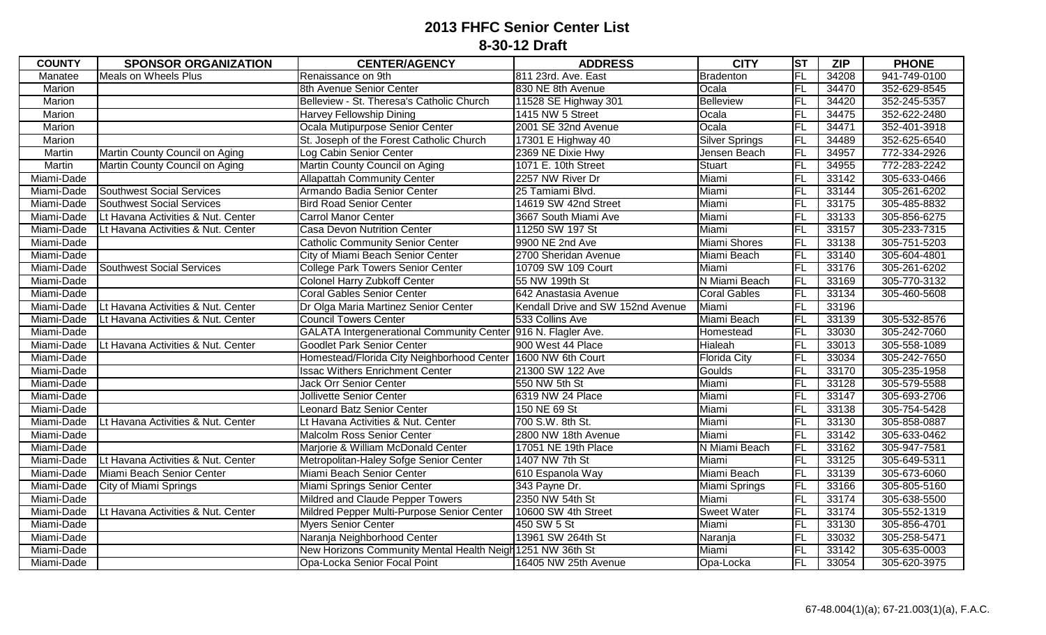# 2013 FHFC Senior Center List

## 8-30-12 Draft

| COUNTY | SPONSOR ORGANIZATION | CENTER/AGENCY | ADDRESS | CITY | ST | ZIP | PHONE |
|---|---|---|---|---|---|---|---|
| Manatee | Meals on Wheels Plus | Renaissance on 9th | 811 23rd. Ave. East | Bradenton | FL | 34208 | 941-749-0100 |
| Marion | | 8th Avenue Senior Center | 830 NE 8th Avenue | Ocala | FL | 34470 | 352-629-8545 |
| Marion | | Belleview - St. Theresa's Catholic Church | 11528 SE Highway 301 | Belleview | FL | 34420 | 352-245-5357 |
| Marion | | Harvey Fellowship Dining | 1415 NW 5 Street | Ocala | FL | 34475 | 352-622-2480 |
| Marion | | Ocala Mutipurpose Senior Center | 2001 SE 32nd Avenue | Ocala | FL | 34471 | 352-401-3918 |
| Marion | | St. Joseph of the Forest Catholic Church | 17301 E Highway 40 | Silver Springs | FL | 34489 | 352-625-6540 |
| Martin | Martin County Council on Aging | Log Cabin Senior Center | 2369 NE Dixie Hwy | Jensen Beach | FL | 34957 | 772-334-2926 |
| Martin | Martin County Council on Aging | Martin County Council on Aging | 1071 E. 10th Street | Stuart | FL | 34955 | 772-283-2242 |
| Miami-Dade | | Allapattah Community Center | 2257 NW River Dr | Miami | FL | 33142 | 305-633-0466 |
| Miami-Dade | Southwest Social Services | Armando Badia Senior Center | 25 Tamiami Blvd. | Miami | FL | 33144 | 305-261-6202 |
| Miami-Dade | Southwest Social Services | Bird Road Senior Center | 14619 SW 42nd Street | Miami | FL | 33175 | 305-485-8832 |
| Miami-Dade | Lt Havana Activities & Nut. Center | Carrol Manor Center | 3667 South Miami Ave | Miami | FL | 33133 | 305-856-6275 |
| Miami-Dade | Lt Havana Activities & Nut. Center | Casa Devon Nutrition Center | 11250 SW 197 St | Miami | FL | 33157 | 305-233-7315 |
| Miami-Dade | | Catholic Community Senior Center | 9900 NE 2nd Ave | Miami Shores | FL | 33138 | 305-751-5203 |
| Miami-Dade | | City of Miami Beach Senior Center | 2700 Sheridan Avenue | Miami Beach | FL | 33140 | 305-604-4801 |
| Miami-Dade | Southwest Social Services | College Park Towers Senior Center | 10709 SW 109 Court | Miami | FL | 33176 | 305-261-6202 |
| Miami-Dade | | Colonel Harry Zubkoff Center | 55 NW 199th St | N Miami Beach | FL | 33169 | 305-770-3132 |
| Miami-Dade | | Coral Gables Senior Center | 642 Anastasia Avenue | Coral Gables | FL | 33134 | 305-460-5608 |
| Miami-Dade | Lt Havana Activities & Nut. Center | Dr Olga Maria Martinez Senior Center | Kendall Drive and SW 152nd Avenue | Miami | FL | 33196 | |
| Miami-Dade | Lt Havana Activities & Nut. Center | Council Towers Center | 533 Collins Ave | Miami Beach | FL | 33139 | 305-532-8576 |
| Miami-Dade | | GALATA Intergenerational Community Center | 916 N. Flagler Ave. | Homestead | FL | 33030 | 305-242-7060 |
| Miami-Dade | Lt Havana Activities & Nut. Center | Goodlet Park Senior Center | 900 West 44 Place | Hialeah | FL | 33013 | 305-558-1089 |
| Miami-Dade | | Homestead/Florida City Neighborhood Center | 1600 NW 6th Court | Florida City | FL | 33034 | 305-242-7650 |
| Miami-Dade | | Issac Withers Enrichment Center | 21300 SW 122 Ave | Goulds | FL | 33170 | 305-235-1958 |
| Miami-Dade | | Jack Orr Senior Center | 550 NW 5th St | Miami | FL | 33128 | 305-579-5588 |
| Miami-Dade | | Jollivette Senior Center | 6319 NW 24 Place | Miami | FL | 33147 | 305-693-2706 |
| Miami-Dade | | Leonard Batz Senior Center | 150 NE 69 St | Miami | FL | 33138 | 305-754-5428 |
| Miami-Dade | Lt Havana Activities & Nut. Center | Lt Havana Activities & Nut. Center | 700 S.W. 8th St. | Miami | FL | 33130 | 305-858-0887 |
| Miami-Dade | | Malcolm Ross Senior Center | 2800 NW 18th Avenue | Miami | FL | 33142 | 305-633-0462 |
| Miami-Dade | | Marjorie & William McDonald Center | 17051 NE 19th Place | N Miami Beach | FL | 33162 | 305-947-7581 |
| Miami-Dade | Lt Havana Activities & Nut. Center | Metropolitan-Haley Sofge Senior Center | 1407 NW 7th St | Miami | FL | 33125 | 305-649-5311 |
| Miami-Dade | Miami Beach Senior Center | Miami Beach Senior Center | 610 Espanola Way | Miami Beach | FL | 33139 | 305-673-6060 |
| Miami-Dade | City of Miami Springs | Miami Springs Senior Center | 343 Payne Dr. | Miami Springs | FL | 33166 | 305-805-5160 |
| Miami-Dade | | Mildred and Claude Pepper Towers | 2350 NW 54th St | Miami | FL | 33174 | 305-638-5500 |
| Miami-Dade | Lt Havana Activities & Nut. Center | Mildred Pepper Multi-Purpose Senior Center | 10600 SW 4th Street | Sweet Water | FL | 33174 | 305-552-1319 |
| Miami-Dade | | Myers Senior Center | 450 SW 5 St | Miami | FL | 33130 | 305-856-4701 |
| Miami-Dade | | Naranja Neighborhood Center | 13961 SW 264th St | Naranja | FL | 33032 | 305-258-5471 |
| Miami-Dade | | New Horizons Community Mental Health Neigh | 1251 NW 36th St | Miami | FL | 33142 | 305-635-0003 |
| Miami-Dade | | Opa-Locka Senior Focal Point | 16405 NW 25th Avenue | Opa-Locka | FL | 33054 | 305-620-3975 |

67-48.004(1)(a); 67-21.003(1)(a), F.A.C.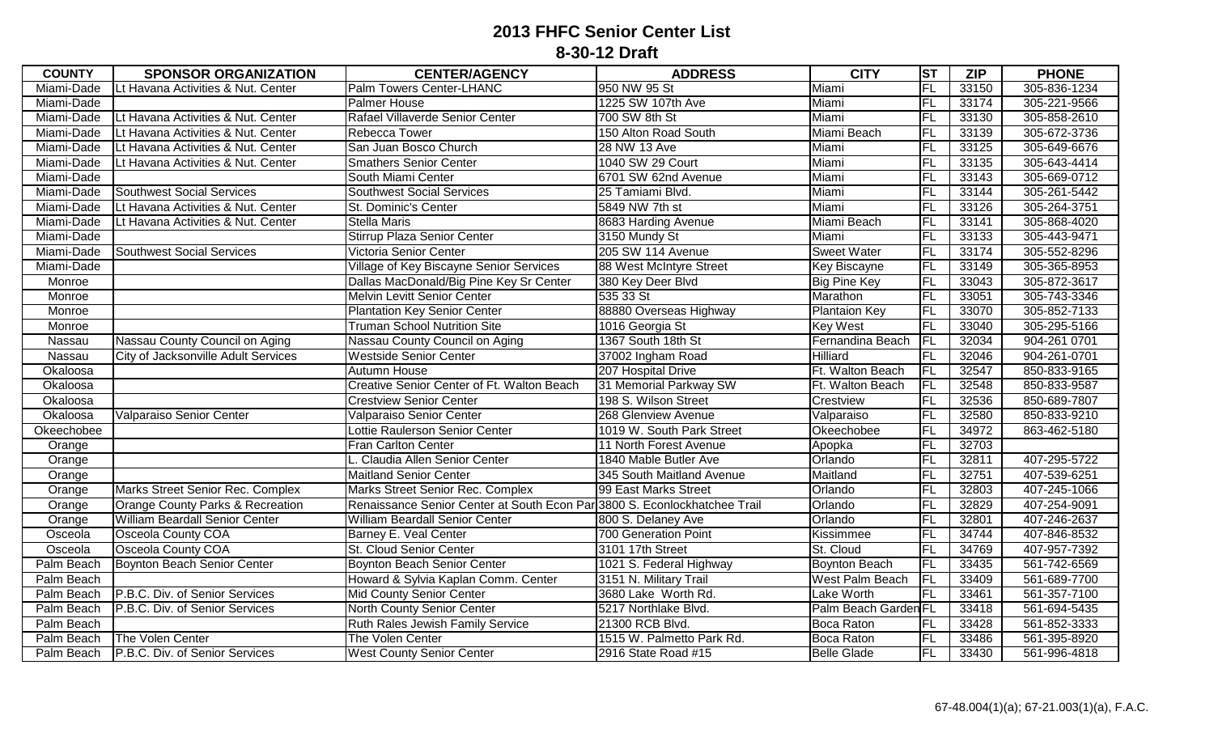# 2013 FHFC Senior Center List

## 8-30-12 Draft

| COUNTY | SPONSOR ORGANIZATION | CENTER/AGENCY | ADDRESS | CITY | ST | ZIP | PHONE |
|---|---|---|---|---|---|---|---|
| Miami-Dade | Lt Havana Activities & Nut. Center | Palm Towers Center-LHANC | 950 NW 95 St | Miami | FL | 33150 | 305-836-1234 |
| Miami-Dade | | Palmer House | 1225 SW 107th Ave | Miami | FL | 33174 | 305-221-9566 |
| Miami-Dade | Lt Havana Activities & Nut. Center | Rafael Villaverde Senior Center | 700 SW 8th St | Miami | FL | 33130 | 305-858-2610 |
| Miami-Dade | Lt Havana Activities & Nut. Center | Rebecca Tower | 150 Alton Road South | Miami Beach | FL | 33139 | 305-672-3736 |
| Miami-Dade | Lt Havana Activities & Nut. Center | San Juan Bosco Church | 28 NW 13 Ave | Miami | FL | 33125 | 305-649-6676 |
| Miami-Dade | Lt Havana Activities & Nut. Center | Smathers Senior Center | 1040 SW 29 Court | Miami | FL | 33135 | 305-643-4414 |
| Miami-Dade | | South Miami Center | 6701 SW 62nd Avenue | Miami | FL | 33143 | 305-669-0712 |
| Miami-Dade | Southwest Social Services | Southwest Social Services | 25 Tamiami Blvd. | Miami | FL | 33144 | 305-261-5442 |
| Miami-Dade | Lt Havana Activities & Nut. Center | St. Dominic's Center | 5849 NW 7th st | Miami | FL | 33126 | 305-264-3751 |
| Miami-Dade | Lt Havana Activities & Nut. Center | Stella Maris | 8683 Harding Avenue | Miami Beach | FL | 33141 | 305-868-4020 |
| Miami-Dade | | Stirrup Plaza Senior Center | 3150 Mundy St | Miami | FL | 33133 | 305-443-9471 |
| Miami-Dade | Southwest Social Services | Victoria Senior Center | 205 SW 114 Avenue | Sweet Water | FL | 33174 | 305-552-8296 |
| Miami-Dade | | Village of Key Biscayne Senior Services | 88 West McIntyre Street | Key Biscayne | FL | 33149 | 305-365-8953 |
| Monroe | | Dallas MacDonald/Big Pine Key Sr Center | 380 Key Deer Blvd | Big Pine Key | FL | 33043 | 305-872-3617 |
| Monroe | | Melvin Levitt Senior Center | 535 33 St | Marathon | FL | 33051 | 305-743-3346 |
| Monroe | | Plantation Key Senior Center | 88880 Overseas Highway | Plantaion Key | FL | 33070 | 305-852-7133 |
| Monroe | | Truman School Nutrition Site | 1016 Georgia St | Key West | FL | 33040 | 305-295-5166 |
| Nassau | Nassau County Council on Aging | Nassau County Council on Aging | 1367 South 18th St | Fernandina Beach | FL | 32034 | 904-261 0701 |
| Nassau | City of Jacksonville Adult Services | Westside Senior Center | 37002 Ingham Road | Hilliard | FL | 32046 | 904-261-0701 |
| Okaloosa | | Autumn House | 207 Hospital Drive | Ft. Walton Beach | FL | 32547 | 850-833-9165 |
| Okaloosa | | Creative Senior Center of Ft. Walton Beach | 31 Memorial Parkway SW | Ft. Walton Beach | FL | 32548 | 850-833-9587 |
| Okaloosa | | Crestview Senior Center | 198 S. Wilson Street | Crestview | FL | 32536 | 850-689-7807 |
| Okaloosa | Valparaiso Senior Center | Valparaiso Senior Center | 268 Glenview Avenue | Valparaiso | FL | 32580 | 850-833-9210 |
| Okeechobee | | Lottie Raulerson Senior Center | 1019 W. South Park Street | Okeechobee | FL | 34972 | 863-462-5180 |
| Orange | | Fran Carlton Center | 11 North Forest Avenue | Apopka | FL | 32703 | |
| Orange | | L. Claudia Allen Senior Center | 1840 Mable Butler Ave | Orlando | FL | 32811 | 407-295-5722 |
| Orange | | Maitland Senior Center | 345 South Maitland Avenue | Maitland | FL | 32751 | 407-539-6251 |
| Orange | Marks Street Senior Rec. Complex | Marks Street Senior Rec. Complex | 99 East Marks Street | Orlando | FL | 32803 | 407-245-1066 |
| Orange | Orange County Parks & Recreation | Renaissance Senior Center at South Econ Par | 3800 S. Econlockhatchee Trail | Orlando | FL | 32829 | 407-254-9091 |
| Orange | William Beardall Senior Center | William Beardall Senior Center | 800 S. Delaney Ave | Orlando | FL | 32801 | 407-246-2637 |
| Osceola | Osceola County COA | Barney E. Veal Center | 700 Generation Point | Kissimmee | FL | 34744 | 407-846-8532 |
| Osceola | Osceola County COA | St. Cloud Senior Center | 3101 17th Street | St. Cloud | FL | 34769 | 407-957-7392 |
| Palm Beach | Boynton Beach Senior Center | Boynton Beach Senior Center | 1021 S. Federal Highway | Boynton Beach | FL | 33435 | 561-742-6569 |
| Palm Beach | | Howard & Sylvia Kaplan Comm. Center | 3151 N. Military Trail | West Palm Beach | FL | 33409 | 561-689-7700 |
| Palm Beach | P.B.C. Div. of Senior Services | Mid County Senior Center | 3680 Lake Worth Rd. | Lake Worth | FL | 33461 | 561-357-7100 |
| Palm Beach | P.B.C. Div. of Senior Services | North County Senior Center | 5217 Northlake Blvd. | Palm Beach Garden | FL | 33418 | 561-694-5435 |
| Palm Beach | | Ruth Rales Jewish Family Service | 21300 RCB Blvd. | Boca Raton | FL | 33428 | 561-852-3333 |
| Palm Beach | The Volen Center | The Volen Center | 1515 W. Palmetto Park Rd. | Boca Raton | FL | 33486 | 561-395-8920 |
| Palm Beach | P.B.C. Div. of Senior Services | West County Senior Center | 2916 State Road #15 | Belle Glade | FL | 33430 | 561-996-4818 |

67-48.004(1)(a); 67-21.003(1)(a), F.A.C.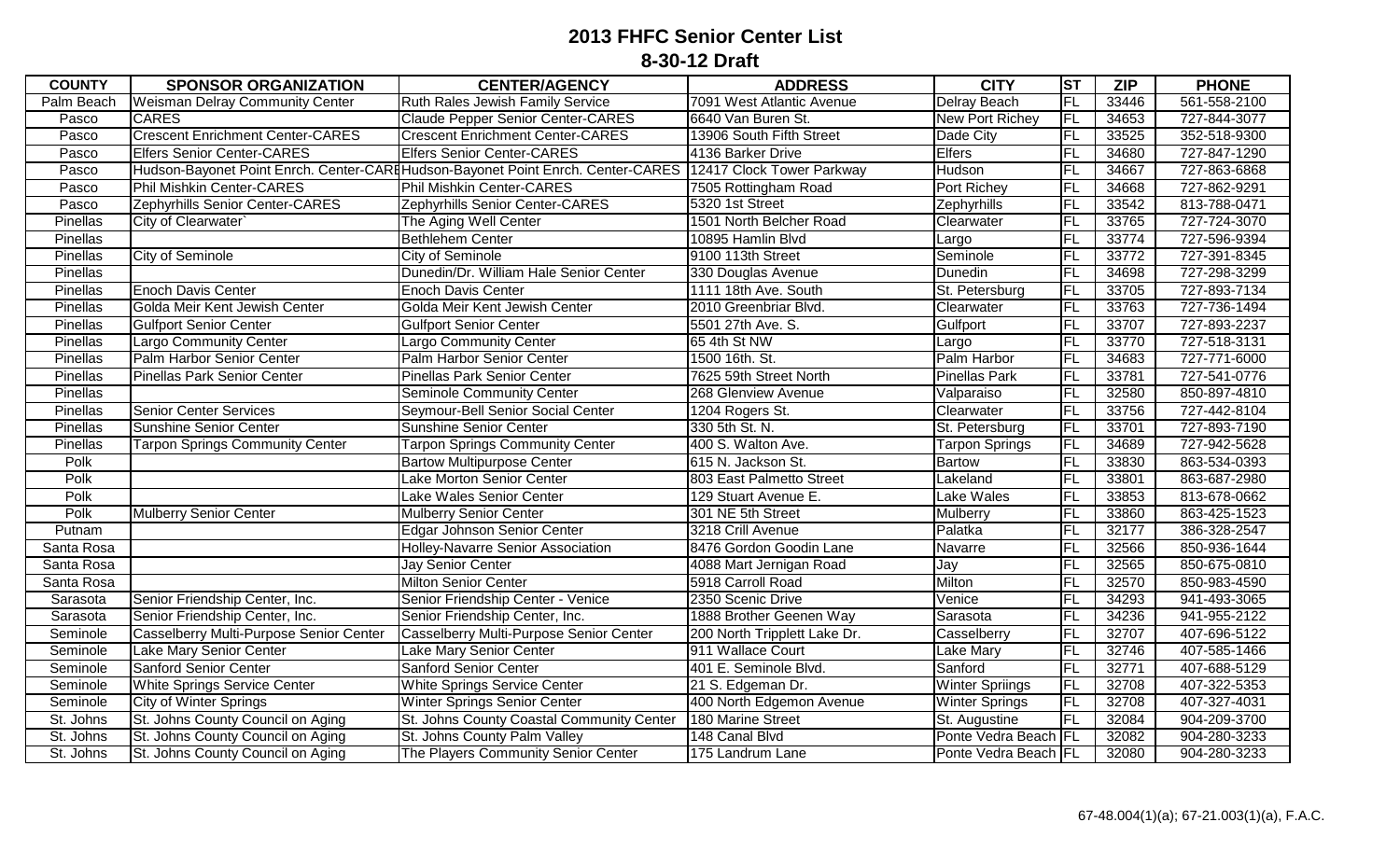# 2013 FHFC Senior Center List

## 8-30-12 Draft

| COUNTY | SPONSOR ORGANIZATION | CENTER/AGENCY | ADDRESS | CITY | ST | ZIP | PHONE |
|---|---|---|---|---|---|---|---|
| Palm Beach | Weisman Delray Community Center | Ruth Rales Jewish Family Service | 7091 West Atlantic Avenue | Delray Beach | FL | 33446 | 561-558-2100 |
| Pasco | CARES | Claude Pepper Senior Center-CARES | 6640 Van Buren St. | New Port Richey | FL | 34653 | 727-844-3077 |
| Pasco | Crescent Enrichment Center-CARES | Crescent Enrichment Center-CARES | 13906 South Fifth Street | Dade City | FL | 33525 | 352-518-9300 |
| Pasco | Elfers Senior Center-CARES | Elfers Senior Center-CARES | 4136 Barker Drive | Elfers | FL | 34680 | 727-847-1290 |
| Pasco | Hudson-Bayonet Point Enrch. Center-CARE | Hudson-Bayonet Point Enrch. Center-CARES | 12417 Clock Tower Parkway | Hudson | FL | 34667 | 727-863-6868 |
| Pasco | Phil Mishkin Center-CARES | Phil Mishkin Center-CARES | 7505 Rottingham Road | Port Richey | FL | 34668 | 727-862-9291 |
| Pasco | Zephyrhills Senior Center-CARES | Zephyrhills Senior Center-CARES | 5320 1st Street | Zephyrhills | FL | 33542 | 813-788-0471 |
| Pinellas | City of Clearwater` | The Aging Well Center | 1501 North Belcher Road | Clearwater | FL | 33765 | 727-724-3070 |
| Pinellas | | Bethlehem Center | 10895 Hamlin Blvd | Largo | FL | 33774 | 727-596-9394 |
| Pinellas | City of Seminole | City of Seminole | 9100 113th Street | Seminole | FL | 33772 | 727-391-8345 |
| Pinellas | | Dunedin/Dr. William Hale Senior Center | 330 Douglas Avenue | Dunedin | FL | 34698 | 727-298-3299 |
| Pinellas | Enoch Davis Center | Enoch Davis Center | 1111 18th Ave. South | St. Petersburg | FL | 33705 | 727-893-7134 |
| Pinellas | Golda Meir Kent Jewish Center | Golda Meir Kent Jewish Center | 2010 Greenbriar Blvd. | Clearwater | FL | 33763 | 727-736-1494 |
| Pinellas | Gulfport Senior Center | Gulfport Senior Center | 5501 27th Ave. S. | Gulfport | FL | 33707 | 727-893-2237 |
| Pinellas | Largo Community Center | Largo Community Center | 65 4th St NW | Largo | FL | 33770 | 727-518-3131 |
| Pinellas | Palm Harbor Senior Center | Palm Harbor Senior Center | 1500 16th. St. | Palm Harbor | FL | 34683 | 727-771-6000 |
| Pinellas | Pinellas Park Senior Center | Pinellas Park Senior Center | 7625 59th Street North | Pinellas Park | FL | 33781 | 727-541-0776 |
| Pinellas | | Seminole Community Center | 268 Glenview Avenue | Valparaiso | FL | 32580 | 850-897-4810 |
| Pinellas | Senior Center Services | Seymour-Bell Senior Social Center | 1204 Rogers St. | Clearwater | FL | 33756 | 727-442-8104 |
| Pinellas | Sunshine Senior Center | Sunshine Senior Center | 330 5th St. N. | St. Petersburg | FL | 33701 | 727-893-7190 |
| Pinellas | Tarpon Springs Community Center | Tarpon Springs Community Center | 400 S. Walton Ave. | Tarpon Springs | FL | 34689 | 727-942-5628 |
| Polk | | Bartow Multipurpose Center | 615 N. Jackson St. | Bartow | FL | 33830 | 863-534-0393 |
| Polk | | Lake Morton Senior Center | 803 East Palmetto Street | Lakeland | FL | 33801 | 863-687-2980 |
| Polk | | Lake Wales Senior Center | 129 Stuart Avenue E. | Lake Wales | FL | 33853 | 813-678-0662 |
| Polk | Mulberry Senior Center | Mulberry Senior Center | 301 NE 5th Street | Mulberry | FL | 33860 | 863-425-1523 |
| Putnam | | Edgar Johnson Senior Center | 3218 Crill Avenue | Palatka | FL | 32177 | 386-328-2547 |
| Santa Rosa | | Holley-Navarre Senior Association | 8476 Gordon Goodin Lane | Navarre | FL | 32566 | 850-936-1644 |
| Santa Rosa | | Jay Senior Center | 4088 Mart Jernigan Road | Jay | FL | 32565 | 850-675-0810 |
| Santa Rosa | | Milton Senior Center | 5918 Carroll Road | Milton | FL | 32570 | 850-983-4590 |
| Sarasota | Senior Friendship Center, Inc. | Senior Friendship Center - Venice | 2350 Scenic Drive | Venice | FL | 34293 | 941-493-3065 |
| Sarasota | Senior Friendship Center, Inc. | Senior Friendship Center, Inc. | 1888 Brother Geenen Way | Sarasota | FL | 34236 | 941-955-2122 |
| Seminole | Casselberry Multi-Purpose Senior Center | Casselberry Multi-Purpose Senior Center | 200 North Tripplett Lake Dr. | Casselberry | FL | 32707 | 407-696-5122 |
| Seminole | Lake Mary Senior Center | Lake Mary Senior Center | 911 Wallace Court | Lake Mary | FL | 32746 | 407-585-1466 |
| Seminole | Sanford Senior Center | Sanford Senior Center | 401 E. Seminole Blvd. | Sanford | FL | 32771 | 407-688-5129 |
| Seminole | White Springs Service Center | White Springs Service Center | 21 S. Edgeman Dr. | Winter Spriings | FL | 32708 | 407-322-5353 |
| Seminole | City of Winter Springs | Winter Springs Senior Center | 400 North Edgemon Avenue | Winter Springs | FL | 32708 | 407-327-4031 |
| St. Johns | St. Johns County Council on Aging | St. Johns County Coastal Community Center | 180 Marine Street | St. Augustine | FL | 32084 | 904-209-3700 |
| St. Johns | St. Johns County Council on Aging | St. Johns County Palm Valley | 148 Canal Blvd | Ponte Vedra Beach | FL | 32082 | 904-280-3233 |
| St. Johns | St. Johns County Council on Aging | The Players Community Senior Center | 175 Landrum Lane | Ponte Vedra Beach | FL | 32080 | 904-280-3233 |

67-48.004(1)(a); 67-21.003(1)(a), F.A.C.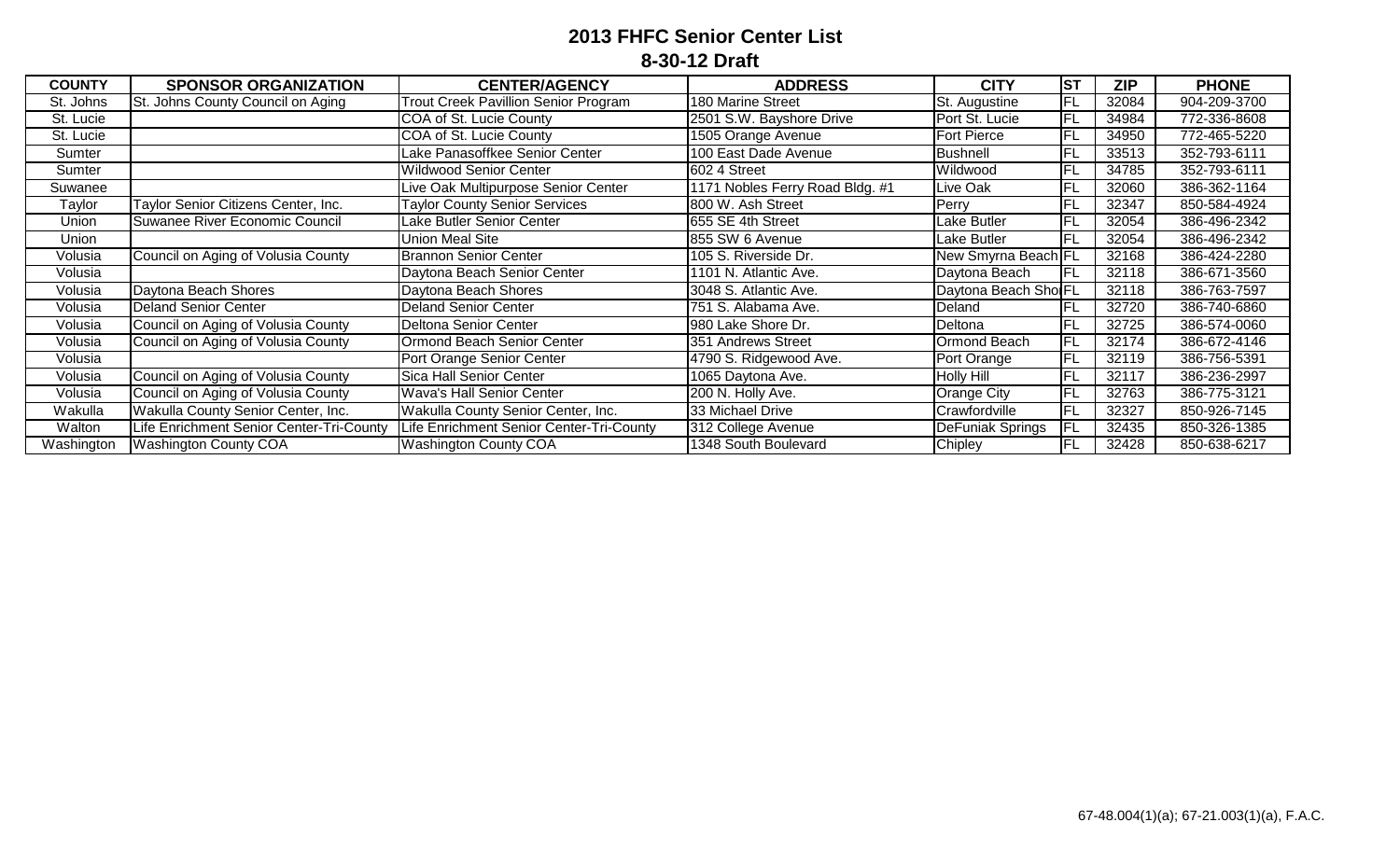## 2013 FHFC Senior Center List

### 8-30-12 Draft

| COUNTY | SPONSOR ORGANIZATION | CENTER/AGENCY | ADDRESS | CITY | ST | ZIP | PHONE |
|---|---|---|---|---|---|---|---|
| St. Johns | St. Johns County Council on Aging | Trout Creek Pavillion Senior Program | 180 Marine Street | St. Augustine | FL | 32084 | 904-209-3700 |
| St. Lucie | | COA of St. Lucie County | 2501 S.W. Bayshore Drive | Port St. Lucie | FL | 34984 | 772-336-8608 |
| St. Lucie | | COA of St. Lucie County | 1505 Orange Avenue | Fort Pierce | FL | 34950 | 772-465-5220 |
| Sumter | | Lake Panasoffkee Senior Center | 100 East Dade Avenue | Bushnell | FL | 33513 | 352-793-6111 |
| Sumter | | Wildwood Senior Center | 602 4 Street | Wildwood | FL | 34785 | 352-793-6111 |
| Suwanee | | Live Oak Multipurpose Senior Center | 1171 Nobles Ferry Road Bldg. #1 | Live Oak | FL | 32060 | 386-362-1164 |
| Taylor | Taylor Senior Citizens Center, Inc. | Taylor County Senior Services | 800 W. Ash Street | Perry | FL | 32347 | 850-584-4924 |
| Union | Suwanee River Economic Council | Lake Butler Senior Center | 655 SE 4th Street | Lake Butler | FL | 32054 | 386-496-2342 |
| Union | | Union Meal Site | 855 SW 6 Avenue | Lake Butler | FL | 32054 | 386-496-2342 |
| Volusia | Council on Aging of Volusia County | Brannon Senior Center | 105 S. Riverside Dr. | New Smyrna Beach | FL | 32168 | 386-424-2280 |
| Volusia | | Daytona Beach Senior Center | 1101 N. Atlantic Ave. | Daytona Beach | FL | 32118 | 386-671-3560 |
| Volusia | Daytona Beach Shores | Daytona Beach Shores | 3048 S. Atlantic Ave. | Daytona Beach Sho | FL | 32118 | 386-763-7597 |
| Volusia | Deland Senior Center | Deland Senior Center | 751 S. Alabama Ave. | Deland | FL | 32720 | 386-740-6860 |
| Volusia | Council on Aging of Volusia County | Deltona Senior Center | 980 Lake Shore Dr. | Deltona | FL | 32725 | 386-574-0060 |
| Volusia | Council on Aging of Volusia County | Ormond Beach Senior Center | 351 Andrews Street | Ormond Beach | FL | 32174 | 386-672-4146 |
| Volusia | | Port Orange Senior Center | 4790 S. Ridgewood Ave. | Port Orange | FL | 32119 | 386-756-5391 |
| Volusia | Council on Aging of Volusia County | Sica Hall Senior Center | 1065 Daytona Ave. | Holly Hill | FL | 32117 | 386-236-2997 |
| Volusia | Council on Aging of Volusia County | Wava's Hall Senior Center | 200 N. Holly Ave. | Orange City | FL | 32763 | 386-775-3121 |
| Wakulla | Wakulla County Senior Center, Inc. | Wakulla County Senior Center, Inc. | 33 Michael Drive | Crawfordville | FL | 32327 | 850-926-7145 |
| Walton | Life Enrichment Senior Center-Tri-County | Life Enrichment Senior Center-Tri-County | 312 College Avenue | DeFuniak Springs | FL | 32435 | 850-326-1385 |
| Washington | Washington County COA | Washington County COA | 1348 South Boulevard | Chipley | FL | 32428 | 850-638-6217 |

67-48.004(1)(a); 67-21.003(1)(a), F.A.C.